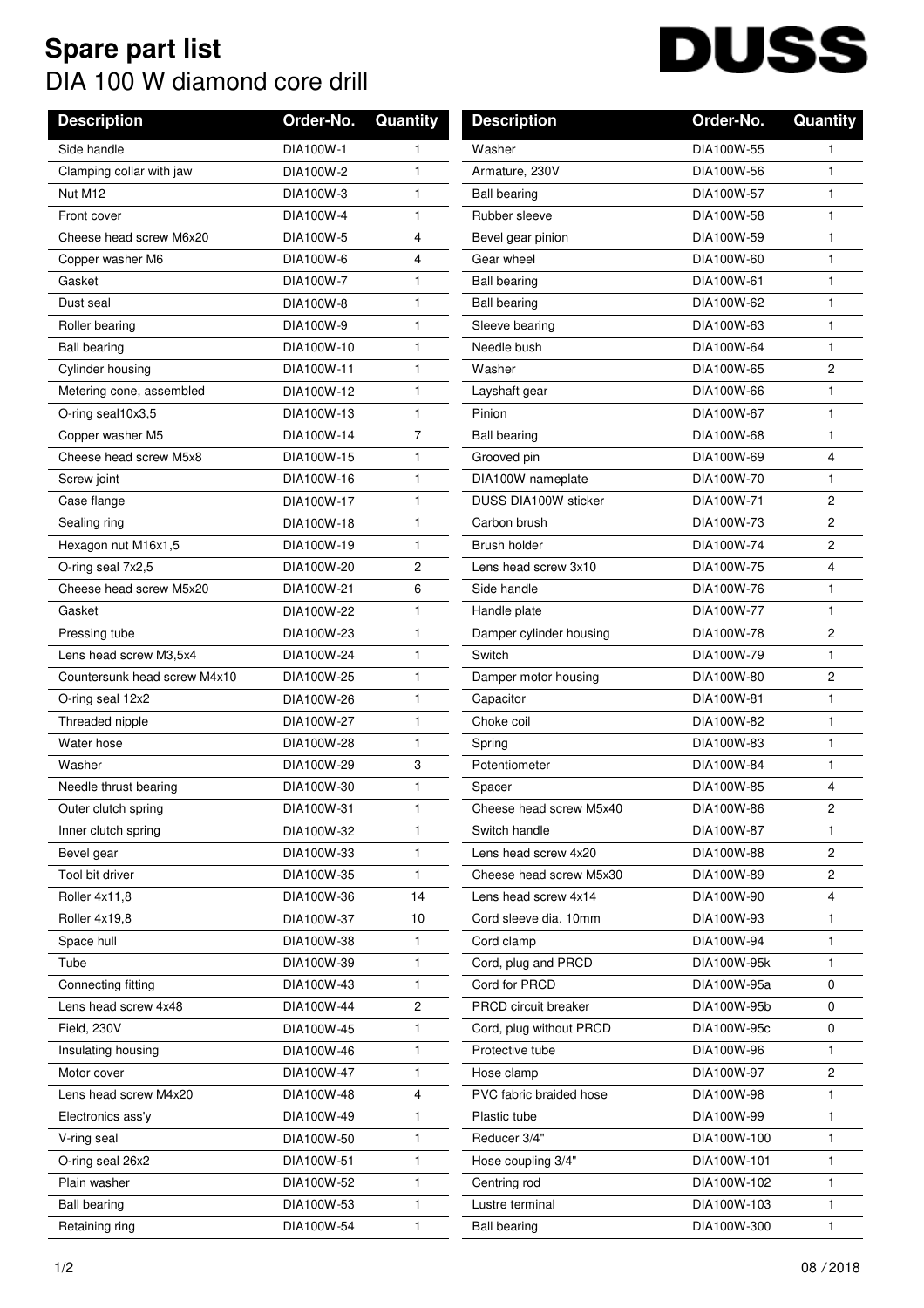# Spare part list

DIA 100 W diamond core drill

**DUSS**

| Description | Order-No. | Quantity |
|---|---|---|
| Side handle | DIA100W-1 | 1 |
| Clamping collar with jaw | DIA100W-2 | 1 |
| Nut M12 | DIA100W-3 | 1 |
| Front cover | DIA100W-4 | 1 |
| Cheese head screw M6x20 | DIA100W-5 | 4 |
| Copper washer M6 | DIA100W-6 | 4 |
| Gasket | DIA100W-7 | 1 |
| Dust seal | DIA100W-8 | 1 |
| Roller bearing | DIA100W-9 | 1 |
| Ball bearing | DIA100W-10 | 1 |
| Cylinder housing | DIA100W-11 | 1 |
| Metering cone, assembled | DIA100W-12 | 1 |
| O-ring seal10x3,5 | DIA100W-13 | 1 |
| Copper washer M5 | DIA100W-14 | 7 |
| Cheese head screw M5x8 | DIA100W-15 | 1 |
| Screw joint | DIA100W-16 | 1 |
| Case flange | DIA100W-17 | 1 |
| Sealing ring | DIA100W-18 | 1 |
| Hexagon nut M16x1,5 | DIA100W-19 | 1 |
| O-ring seal 7x2,5 | DIA100W-20 | 2 |
| Cheese head screw M5x20 | DIA100W-21 | 6 |
| Gasket | DIA100W-22 | 1 |
| Pressing tube | DIA100W-23 | 1 |
| Lens head screw M3,5x4 | DIA100W-24 | 1 |
| Countersunk head screw M4x10 | DIA100W-25 | 1 |
| O-ring seal 12x2 | DIA100W-26 | 1 |
| Threaded nipple | DIA100W-27 | 1 |
| Water hose | DIA100W-28 | 1 |
| Washer | DIA100W-29 | 3 |
| Needle thrust bearing | DIA100W-30 | 1 |
| Outer clutch spring | DIA100W-31 | 1 |
| Inner clutch spring | DIA100W-32 | 1 |
| Bevel gear | DIA100W-33 | 1 |
| Tool bit driver | DIA100W-35 | 1 |
| Roller 4x11,8 | DIA100W-36 | 14 |
| Roller 4x19,8 | DIA100W-37 | 10 |
| Space hull | DIA100W-38 | 1 |
| Tube | DIA100W-39 | 1 |
| Connecting fitting | DIA100W-43 | 1 |
| Lens head screw 4x48 | DIA100W-44 | 2 |
| Field, 230V | DIA100W-45 | 1 |
| Insulating housing | DIA100W-46 | 1 |
| Motor cover | DIA100W-47 | 1 |
| Lens head screw M4x20 | DIA100W-48 | 4 |
| Electronics ass'y | DIA100W-49 | 1 |
| V-ring seal | DIA100W-50 | 1 |
| O-ring seal 26x2 | DIA100W-51 | 1 |
| Plain washer | DIA100W-52 | 1 |
| Ball bearing | DIA100W-53 | 1 |
| Retaining ring | DIA100W-54 | 1 |
| Washer | DIA100W-55 | 1 |
| Armature, 230V | DIA100W-56 | 1 |
| Ball bearing | DIA100W-57 | 1 |
| Rubber sleeve | DIA100W-58 | 1 |
| Bevel gear pinion | DIA100W-59 | 1 |
| Gear wheel | DIA100W-60 | 1 |
| Ball bearing | DIA100W-61 | 1 |
| Ball bearing | DIA100W-62 | 1 |
| Sleeve bearing | DIA100W-63 | 1 |
| Needle bush | DIA100W-64 | 1 |
| Washer | DIA100W-65 | 2 |
| Layshaft gear | DIA100W-66 | 1 |
| Pinion | DIA100W-67 | 1 |
| Ball bearing | DIA100W-68 | 1 |
| Grooved pin | DIA100W-69 | 4 |
| DIA100W nameplate | DIA100W-70 | 1 |
| DUSS DIA100W sticker | DIA100W-71 | 2 |
| Carbon brush | DIA100W-73 | 2 |
| Brush holder | DIA100W-74 | 2 |
| Lens head screw 3x10 | DIA100W-75 | 4 |
| Side handle | DIA100W-76 | 1 |
| Handle plate | DIA100W-77 | 1 |
| Damper cylinder housing | DIA100W-78 | 2 |
| Switch | DIA100W-79 | 1 |
| Damper motor housing | DIA100W-80 | 2 |
| Capacitor | DIA100W-81 | 1 |
| Choke coil | DIA100W-82 | 1 |
| Spring | DIA100W-83 | 1 |
| Potentiometer | DIA100W-84 | 1 |
| Spacer | DIA100W-85 | 4 |
| Cheese head screw M5x40 | DIA100W-86 | 2 |
| Switch handle | DIA100W-87 | 1 |
| Lens head screw 4x20 | DIA100W-88 | 2 |
| Cheese head screw M5x30 | DIA100W-89 | 2 |
| Lens head screw 4x14 | DIA100W-90 | 4 |
| Cord sleeve dia. 10mm | DIA100W-93 | 1 |
| Cord clamp | DIA100W-94 | 1 |
| Cord, plug and PRCD | DIA100W-95k | 1 |
| Cord for PRCD | DIA100W-95a | 0 |
| PRCD circuit breaker | DIA100W-95b | 0 |
| Cord, plug without PRCD | DIA100W-95c | 0 |
| Protective tube | DIA100W-96 | 1 |
| Hose clamp | DIA100W-97 | 2 |
| PVC fabric braided hose | DIA100W-98 | 1 |
| Plastic tube | DIA100W-99 | 1 |
| Reducer 3/4" | DIA100W-100 | 1 |
| Hose coupling 3/4" | DIA100W-101 | 1 |
| Centring rod | DIA100W-102 | 1 |
| Lustre terminal | DIA100W-103 | 1 |
| Ball bearing | DIA100W-300 | 1 |

08 / 2018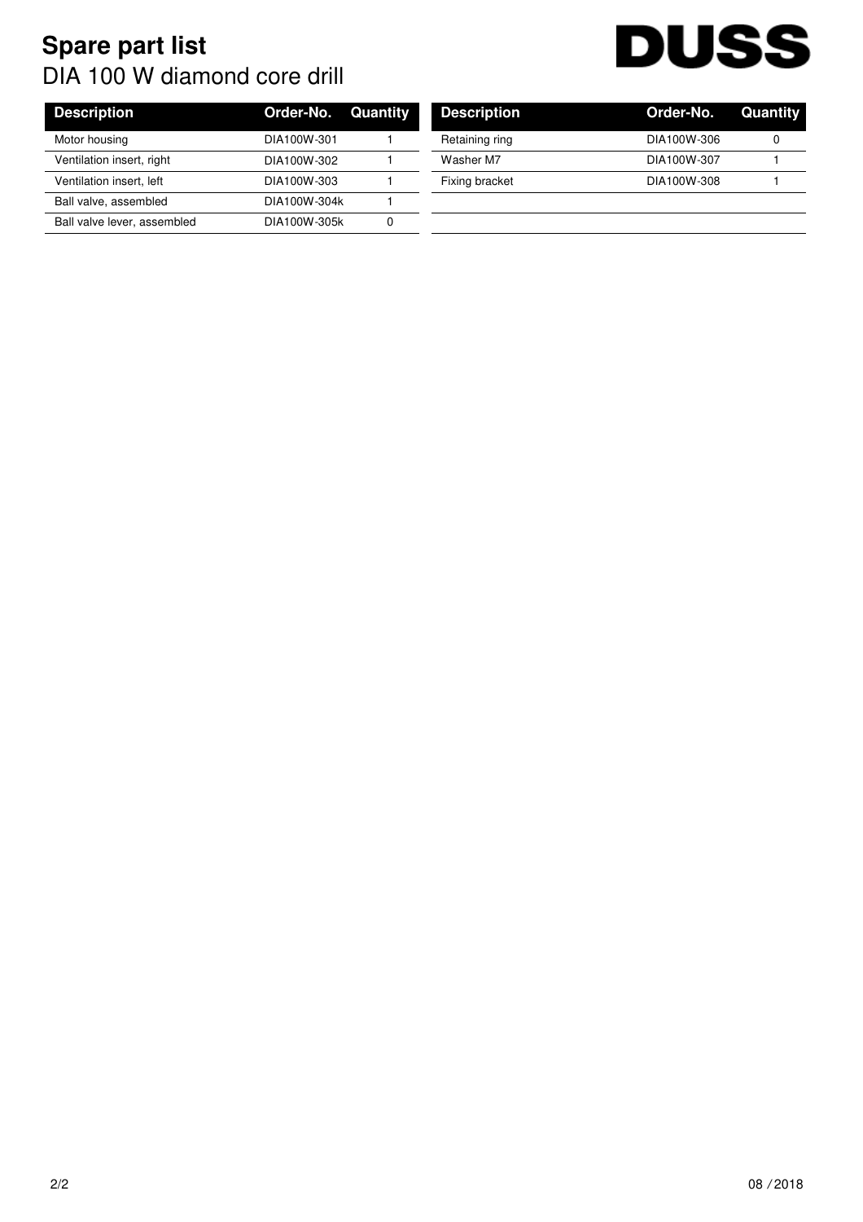# Spare part list

## DIA 100 W diamond core drill

| Description | Order-No. | Quantity |
|---|---|---|
| Motor housing | DIA100W-301 | 1 |
| Ventilation insert, right | DIA100W-302 | 1 |
| Ventilation insert, left | DIA100W-303 | 1 |
| Ball valve, assembled | DIA100W-304k | 1 |
| Ball valve lever, assembled | DIA100W-305k | 0 |
| Retaining ring | DIA100W-306 | 0 |
| Washer M7 | DIA100W-307 | 1 |
| Fixing bracket | DIA100W-308 | 1 |

08 / 2018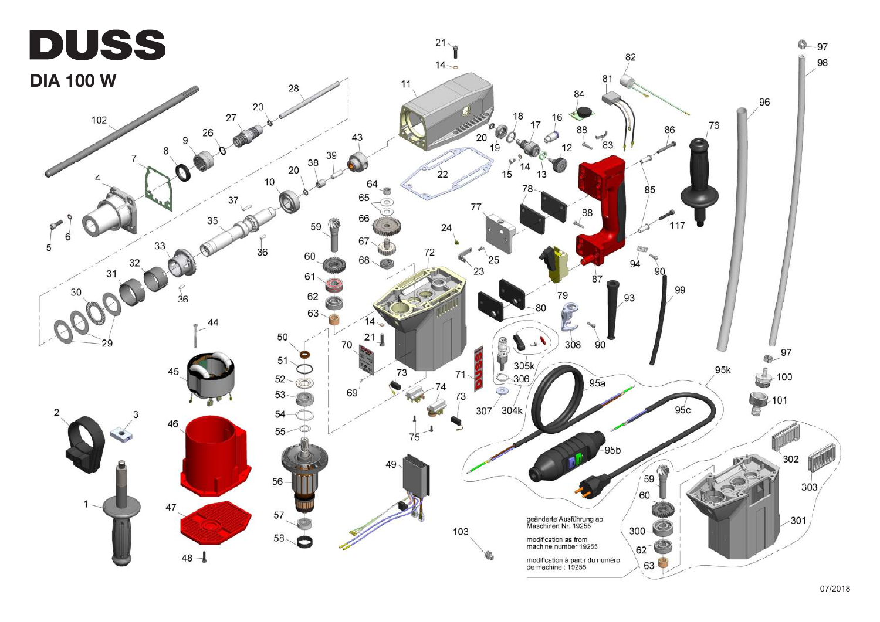# DUSS

## DIA 100 W

geänderte Ausführung ab Maschinen Nr. 19255

modification as from machine number 19255

modification à partir du numéro de machine : 19255

07/2018